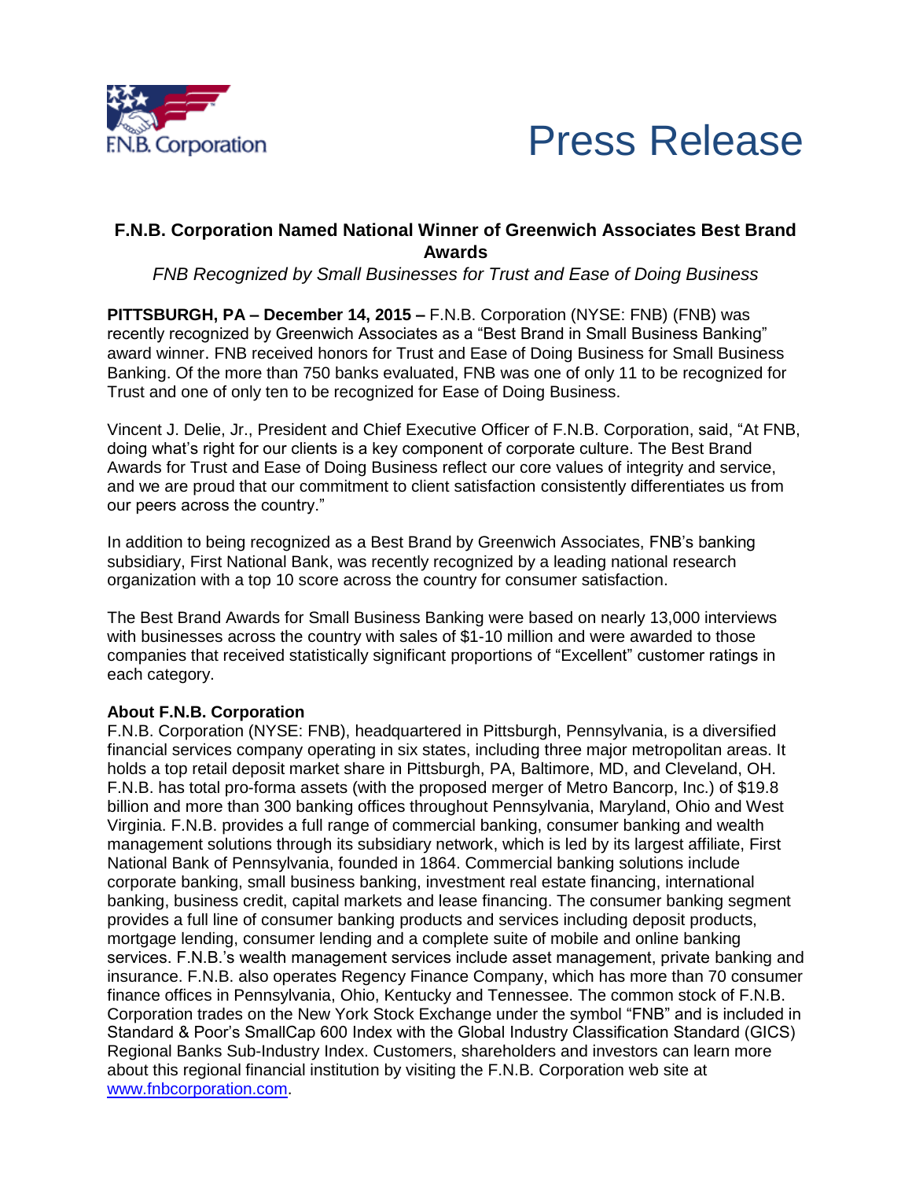F.N.B. Corporation

# Press Release

## F.N.B. Corporation Named National Winner of Greenwich Associates Best Brand Awards

*FNB Recognized by Small Businesses for Trust and Ease of Doing Business*

**PITTSBURGH, PA – December 14, 2015 –** F.N.B. Corporation (NYSE: FNB) (FNB) was recently recognized by Greenwich Associates as a "Best Brand in Small Business Banking" award winner. FNB received honors for Trust and Ease of Doing Business for Small Business Banking. Of the more than 750 banks evaluated, FNB was one of only 11 to be recognized for Trust and one of only ten to be recognized for Ease of Doing Business.

Vincent J. Delie, Jr., President and Chief Executive Officer of F.N.B. Corporation, said, "At FNB, doing what's right for our clients is a key component of corporate culture. The Best Brand Awards for Trust and Ease of Doing Business reflect our core values of integrity and service, and we are proud that our commitment to client satisfaction consistently differentiates us from our peers across the country."

In addition to being recognized as a Best Brand by Greenwich Associates, FNB's banking subsidiary, First National Bank, was recently recognized by a leading national research organization with a top 10 score across the country for consumer satisfaction.

The Best Brand Awards for Small Business Banking were based on nearly 13,000 interviews with businesses across the country with sales of $1-10 million and were awarded to those companies that received statistically significant proportions of "Excellent" customer ratings in each category.

**About F.N.B. Corporation**

F.N.B. Corporation (NYSE: FNB), headquartered in Pittsburgh, Pennsylvania, is a diversified financial services company operating in six states, including three major metropolitan areas. It holds a top retail deposit market share in Pittsburgh, PA, Baltimore, MD, and Cleveland, OH. F.N.B. has total pro-forma assets (with the proposed merger of Metro Bancorp, Inc.) of $19.8 billion and more than 300 banking offices throughout Pennsylvania, Maryland, Ohio and West Virginia. F.N.B. provides a full range of commercial banking, consumer banking and wealth management solutions through its subsidiary network, which is led by its largest affiliate, First National Bank of Pennsylvania, founded in 1864. Commercial banking solutions include corporate banking, small business banking, investment real estate financing, international banking, business credit, capital markets and lease financing. The consumer banking segment provides a full line of consumer banking products and services including deposit products, mortgage lending, consumer lending and a complete suite of mobile and online banking services. F.N.B.'s wealth management services include asset management, private banking and insurance. F.N.B. also operates Regency Finance Company, which has more than 70 consumer finance offices in Pennsylvania, Ohio, Kentucky and Tennessee. The common stock of F.N.B. Corporation trades on the New York Stock Exchange under the symbol "FNB" and is included in Standard & Poor's SmallCap 600 Index with the Global Industry Classification Standard (GICS) Regional Banks Sub-Industry Index. Customers, shareholders and investors can learn more about this regional financial institution by visiting the F.N.B. Corporation web site at [www.fnbcorporation.com](http://www.fnbcorporation.com).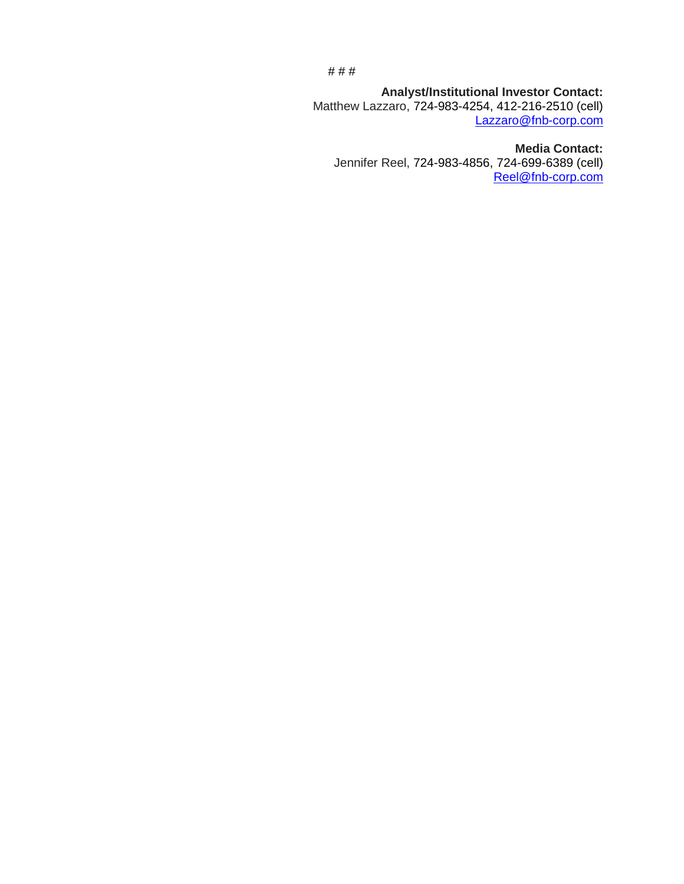# # #

**Analyst/Institutional Investor Contact:**
Matthew Lazzaro, 724-983-4254, 412-216-2510 (cell)
Lazzaro@fnb-corp.com

**Media Contact:**
Jennifer Reel, 724-983-4856, 724-699-6389 (cell)
Reel@fnb-corp.com